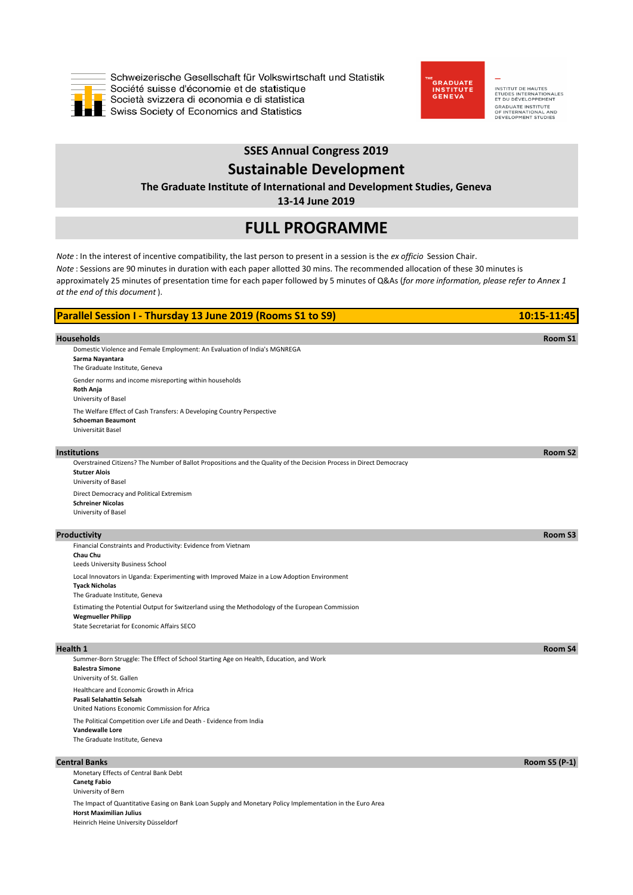Schweizerische Gesellschaft für Volkswirtschaft und Statistik
Société suisse d'économie et de statistique
Società svizzera di economia e di statistica
Swiss Society of Economics and Statistics

THE GRADUATE INSTITUTE GENEVA

INSTITUT DE HAUTES ÉTUDES INTERNATIONALES ET DU DÉVELOPPEMENT
GRADUATE INSTITUTE OF INTERNATIONAL AND DEVELOPMENT STUDIES

## SSES Annual Congress 2019

# Sustainable Development

**The Graduate Institute of International and Development Studies, Geneva**

**13-14 June 2019**

# FULL PROGRAMME

*Note* : In the interest of incentive compatibility, the last person to present in a session is the *ex officio* Session Chair.

*Note* : Sessions are 90 minutes in duration with each paper allotted 30 mins. The recommended allocation of 30 minutes is approximately 25 minutes of presentation time for each paper followed by 5 minutes of Q&As (*for more information, please refer to Annex 1 at the end of this document*).

## Parallel Session I - Thursday 13 June 2019 (Rooms S1 to S9) — 10:15-11:45

### Households — Room S1

Domestic Violence and Female Employment: An Evaluation of India's MGNREGA
**Sarma Nayantara**
The Graduate Institute, Geneva

Gender norms and income misreporting within households
**Roth Anja**
University of Basel

The Welfare Effect of Cash Transfers: A Developing Country Perspective
**Schoeman Beaumont**
Universität Basel

### Institutions — Room S2

Overstrained Citizens? The Number of Ballot Propositions and the Quality of the Decision Process in Direct Democracy
**Stutzer Alois**
University of Basel

Direct Democracy and Political Extremism
**Schreiner Nicolas**
University of Basel

### Productivity — Room S3

Financial Constraints and Productivity: Evidence from Vietnam
**Chau Chu**
Leeds University Business School

Local Innovators in Uganda: Experimenting with Improved Maize in a Low Adoption Environment
**Tyack Nicholas**
The Graduate Institute, Geneva

Estimating the Potential Output for Switzerland using the Methodology of the European Commission
**Wegmueller Philipp**
State Secretariat for Economic Affairs SECO

### Health 1 — Room S4

Summer-Born Struggle: The Effect of School Starting Age on Health, Education, and Work
**Balestra Simone**
University of St. Gallen

Healthcare and Economic Growth in Africa
**Pasali Selahattin Selsah**
United Nations Economic Commission for Africa

The Political Competition over Life and Death - Evidence from India
**Vandewalle Lore**
The Graduate Institute, Geneva

### Central Banks — Room S5 (P-1)

Monetary Effects of Central Bank Debt
**Canetg Fabio**
University of Bern

The Impact of Quantitative Easing on Bank Loan Supply and Monetary Policy Implementation in the Euro Area
**Horst Maximilian Julius**
Heinrich Heine University Düsseldorf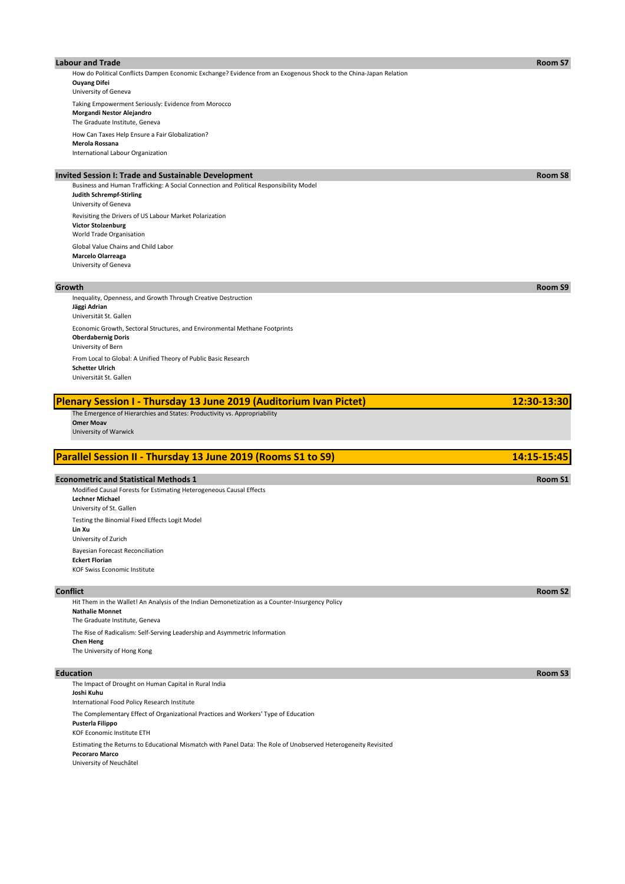### Labour and Trade — Room S7

How do Political Conflicts Dampen Economic Exchange? Evidence from an Exogenous Shock to the China-Japan Relation
**Ouyang Difei**
University of Geneva

Taking Empowerment Seriously: Evidence from Morocco
**Morgandi Nestor Alejandro**
The Graduate Institute, Geneva

How Can Taxes Help Ensure a Fair Globalization?
**Merola Rossana**
International Labour Organization

### Invited Session I: Trade and Sustainable Development — Room S8

Business and Human Trafficking: A Social Connection and Political Responsibility Model
**Judith Schrempf-Stirling**
University of Geneva

Revisiting the Drivers of US Labour Market Polarization
**Victor Stolzenburg**
World Trade Organisation

Global Value Chains and Child Labor
**Marcelo Olarreaga**
University of Geneva

### Growth — Room S9

Inequality, Openness, and Growth Through Creative Destruction
**Jäggi Adrian**
Universität St. Gallen

Economic Growth, Sectoral Structures, and Environmental Methane Footprints
**Oberdabernig Doris**
University of Bern

From Local to Global: A Unified Theory of Public Basic Research
**Schetter Ulrich**
Universität St. Gallen

## Plenary Session I - Thursday 13 June 2019 (Auditorium Ivan Pictet) — 12:30-13:30

The Emergence of Hierarchies and States: Productivity vs. Appropriability
**Omer Moav**
University of Warwick

## Parallel Session II - Thursday 13 June 2019 (Rooms S1 to S9) — 14:15-15:45

### Econometric and Statistical Methods 1 — Room S1

Modified Causal Forests for Estimating Heterogeneous Causal Effects
**Lechner Michael**
University of St. Gallen

Testing the Binomial Fixed Effects Logit Model
**Lin Xu**
University of Zurich

Bayesian Forecast Reconciliation
**Eckert Florian**
KOF Swiss Economic Institute

### Conflict — Room S2

Hit Them in the Wallet! An Analysis of the Indian Demonetization as a Counter-Insurgency Policy
**Nathalie Monnet**
The Graduate Institute, Geneva

The Rise of Radicalism: Self-Serving Leadership and Asymmetric Information
**Chen Heng**
The University of Hong Kong

### Education — Room S3

The Impact of Drought on Human Capital in Rural India
**Joshi Kuhu**
International Food Policy Research Institute

The Complementary Effect of Organizational Practices and Workers' Type of Education
**Pusterla Filippo**
KOF Economic Institute ETH

Estimating the Returns to Educational Mismatch with Panel Data: The Role of Unobserved Heterogeneity Revisited
**Pecoraro Marco**
University of Neuchâtel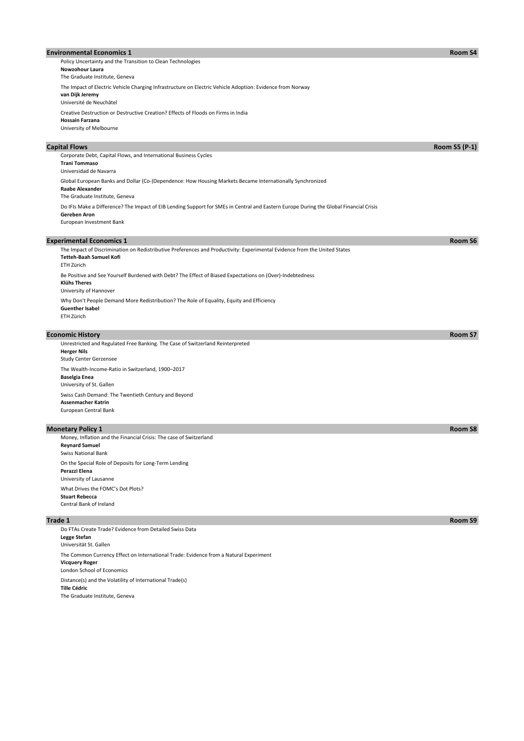## Environmental Economics 1 — Room S4

Policy Uncertainty and the Transition to Clean Technologies
**Nowzohour Laura**
The Graduate Institute, Geneva

The Impact of Electric Vehicle Charging Infrastructure on Electric Vehicle Adoption: Evidence from Norway
**van Dijk Jeremy**
Université de Neuchâtel

Creative Destruction or Destructive Creation? Effects of Floods on Firms in India
**Hossain Farzana**
University of Melbourne

## Capital Flows — Room S5 (P-1)

Corporate Debt, Capital Flows, and International Business Cycles
**Trani Tommaso**
Universidad de Navarra

Global European Banks and Dollar (Co-)Dependence: How Housing Markets Became Internationally Synchronized
**Raabe Alexander**
The Graduate Institute, Geneva

Do IFIs Make a Difference? The Impact of EIB Lending Support for SMEs in Central and Eastern Europe During the Global Financial Crisis
**Gereben Aron**
European Investment Bank

## Experimental Economics 1 — Room S6

The Impact of Discrimination on Redistributive Preferences and Productivity: Experimental Evidence from the United States
**Tetteh-Baah Samuel Kofi**
ETH Zürich

Be Positive and See Yourself Burdened with Debt? The Effect of Biased Expectations on (Over)-Indebtedness
**Klühs Theres**
University of Hannover

Why Don't People Demand More Redistribution? The Role of Equality, Equity and Efficiency
**Guenther Isabel**
ETH Zürich

## Economic History — Room S7

Unrestricted and Regulated Free Banking. The Case of Switzerland Reinterpreted
**Herger Nils**
Study Center Gerzensee

The Wealth-Income-Ratio in Switzerland, 1900–2017
**Baselgia Enea**
University of St. Gallen

Swiss Cash Demand: The Twentieth Century and Beyond
**Assenmacher Katrin**
European Central Bank

## Monetary Policy 1 — Room S8

Money, Inflation and the Financial Crisis: The case of Switzerland
**Reynard Samuel**
Swiss National Bank

On the Special Role of Deposits for Long-Term Lending
**Perazzi Elena**
University of Lausanne

What Drives the FOMC's Dot Plots?
**Stuart Rebecca**
Central Bank of Ireland

## Trade 1 — Room S9

Do FTAs Create Trade? Evidence from Detailed Swiss Data
**Legge Stefan**
Universität St. Gallen

The Common Currency Effect on International Trade: Evidence from a Natural Experiment
**Vicquery Roger**
London School of Economics

Distance(s) and the Volatility of International Trade(s)
**Tille Cédric**
The Graduate Institute, Geneva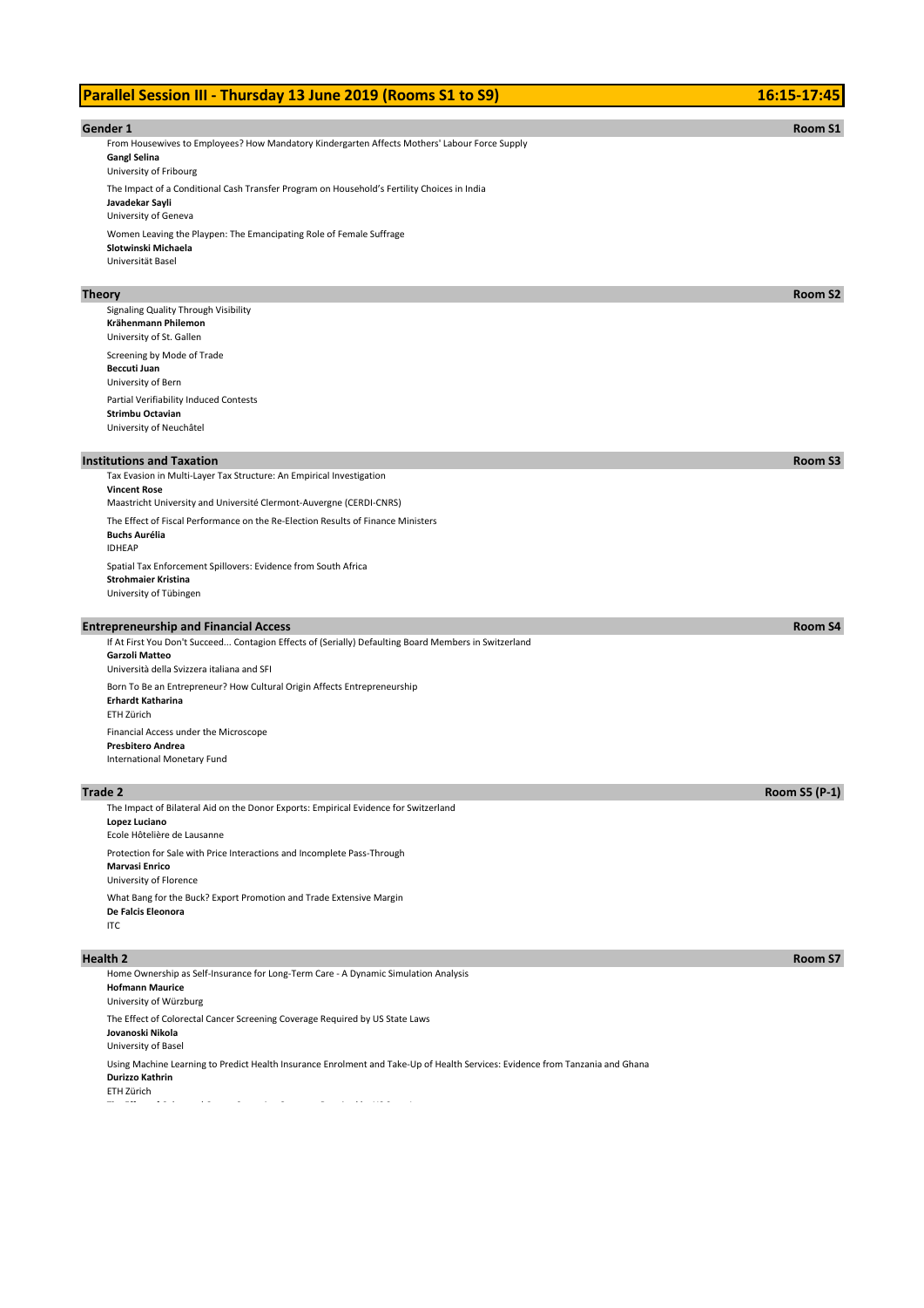# Parallel Session III - Thursday 13 June 2019 (Rooms S1 to S9) 16:15-17:45

## Gender 1 — Room S1

From Housewives to Employees? How Mandatory Kindergarten Affects Mothers' Labour Force Supply
**Gangl Selina**
University of Fribourg

The Impact of a Conditional Cash Transfer Program on Household's Fertility Choices in India
**Javadekar Sayli**
University of Geneva

Women Leaving the Playpen: The Emancipating Role of Female Suffrage
**Slotwinski Michaela**
Universität Basel

## Theory — Room S2

Signaling Quality Through Visibility
**Krähenmann Philemon**
University of St. Gallen

Screening by Mode of Trade
**Beccuti Juan**
University of Bern

Partial Verifiability Induced Contests
**Strimbu Octavian**
University of Neuchâtel

## Institutions and Taxation — Room S3

Tax Evasion in Multi-Layer Tax Structure: An Empirical Investigation
**Vincent Rose**
Maastricht University and Université Clermont-Auvergne (CERDI-CNRS)

The Effect of Fiscal Performance on the Re-Election Results of Finance Ministers
**Buchs Aurélia**
IDHEAP

Spatial Tax Enforcement Spillovers: Evidence from South Africa
**Strohmaier Kristina**
University of Tübingen

## Entrepreneurship and Financial Access — Room S4

If At First You Don't Succeed... Contagion Effects of (Serially) Defaulting Board Members in Switzerland
**Garzoli Matteo**
Università della Svizzera italiana and SFI

Born To Be an Entrepreneur? How Cultural Origin Affects Entrepreneurship
**Erhardt Katharina**
ETH Zürich

Financial Access under the Microscope
**Presbitero Andrea**
International Monetary Fund

## Trade 2 — Room S5 (P-1)

The Impact of Bilateral Aid on the Donor Exports: Empirical Evidence for Switzerland
**Lopez Luciano**
Ecole Hôtelière de Lausanne

Protection for Sale with Price Interactions and Incomplete Pass-Through
**Marvasi Enrico**
University of Florence

What Bang for the Buck? Export Promotion and Trade Extensive Margin
**De Falcis Eleonora**
ITC

## Health 2 — Room S7

Home Ownership as Self-Insurance for Long-Term Care - A Dynamic Simulation Analysis
**Hofmann Maurice**
University of Würzburg

The Effect of Colorectal Cancer Screening Coverage Required by US State Laws
**Jovanoski Nikola**
University of Basel

Using Machine Learning to Predict Health Insurance Enrolment and Take-Up of Health Services: Evidence from Tanzania and Ghana
**Durizzo Kathrin**
ETH Zürich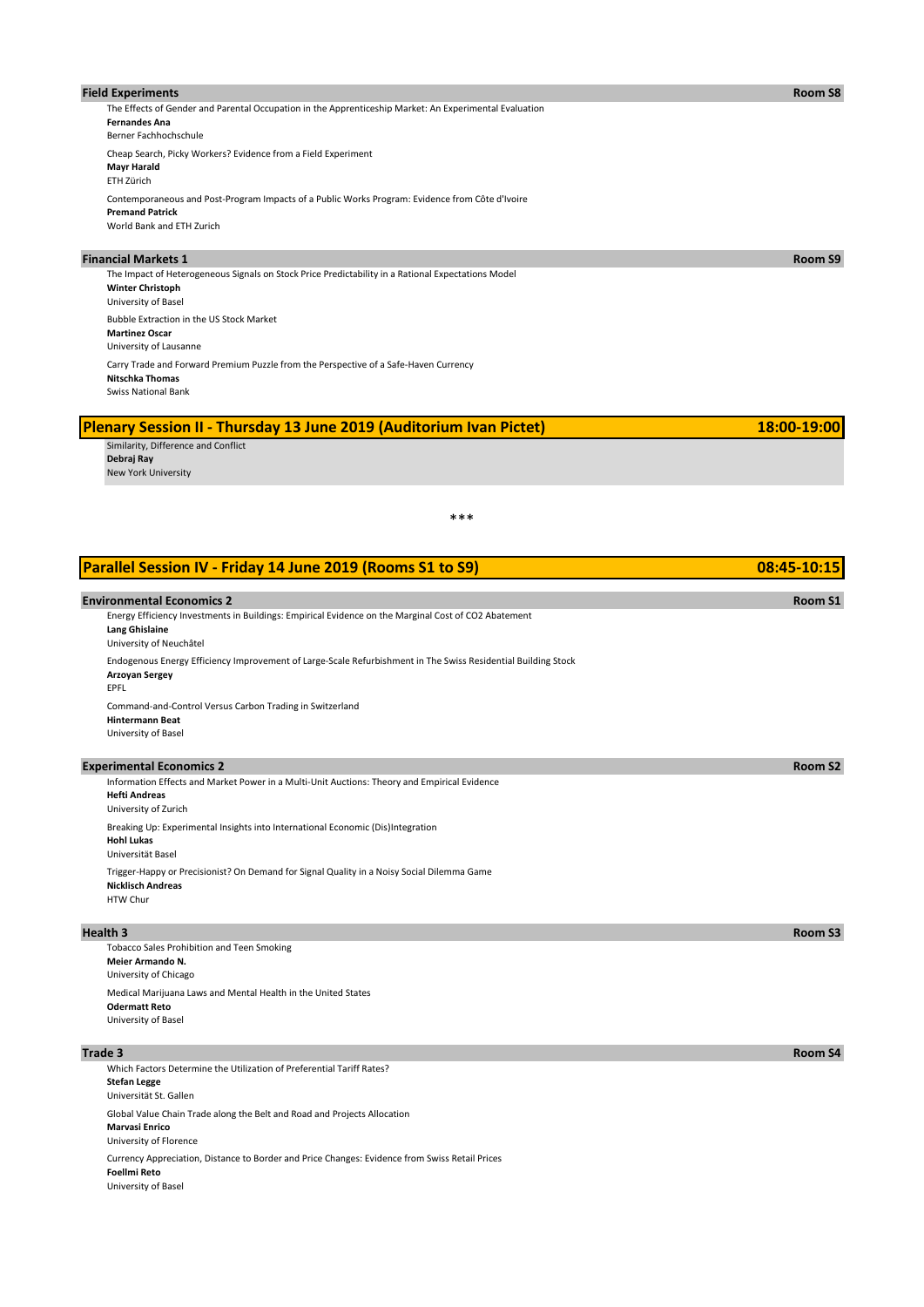### Field Experiments — Room S8

The Effects of Gender and Parental Occupation in the Apprenticeship Market: An Experimental Evaluation
**Fernandes Ana**
Berner Fachhochschule

Cheap Search, Picky Workers? Evidence from a Field Experiment
**Mayr Harald**
ETH Zürich

Contemporaneous and Post-Program Impacts of a Public Works Program: Evidence from Côte d'Ivoire
**Premand Patrick**
World Bank and ETH Zurich

### Financial Markets 1 — Room S9

The Impact of Heterogeneous Signals on Stock Price Predictability in a Rational Expectations Model
**Winter Christoph**
University of Basel

Bubble Extraction in the US Stock Market
**Martinez Oscar**
University of Lausanne

Carry Trade and Forward Premium Puzzle from the Perspective of a Safe-Haven Currency
**Nitschka Thomas**
Swiss National Bank

## Plenary Session II - Thursday 13 June 2019 (Auditorium Ivan Pictet) — 18:00-19:00

Similarity, Difference and Conflict
**Debraj Ray**
New York University

***

## Parallel Session IV - Friday 14 June 2019 (Rooms S1 to S9) — 08:45-10:15

### Environmental Economics 2 — Room S1

Energy Efficiency Investments in Buildings: Empirical Evidence on the Marginal Cost of CO2 Abatement
**Lang Ghislaine**
University of Neuchâtel

Endogenous Energy Efficiency Improvement of Large-Scale Refurbishment in The Swiss Residential Building Stock
**Arzoyan Sergey**
EPFL

Command-and-Control Versus Carbon Trading in Switzerland
**Hintermann Beat**
University of Basel

### Experimental Economics 2 — Room S2

Information Effects and Market Power in a Multi-Unit Auctions: Theory and Empirical Evidence
**Hefti Andreas**
University of Zurich

Breaking Up: Experimental Insights into International Economic (Dis)Integration
**Hohl Lukas**
Universität Basel

Trigger-Happy or Precisionist? On Demand for Signal Quality in a Noisy Social Dilemma Game
**Nicklisch Andreas**
HTW Chur

### Health 3 — Room S3

Tobacco Sales Prohibition and Teen Smoking
**Meier Armando N.**
University of Chicago

Medical Marijuana Laws and Mental Health in the United States
**Odermatt Reto**
University of Basel

### Trade 3 — Room S4

Which Factors Determine the Utilization of Preferential Tariff Rates?
**Stefan Legge**
Universität St. Gallen

Global Value Chain Trade along the Belt and Road and Projects Allocation
**Marvasi Enrico**
University of Florence

Currency Appreciation, Distance to Border and Price Changes: Evidence from Swiss Retail Prices
**Foellmi Reto**
University of Basel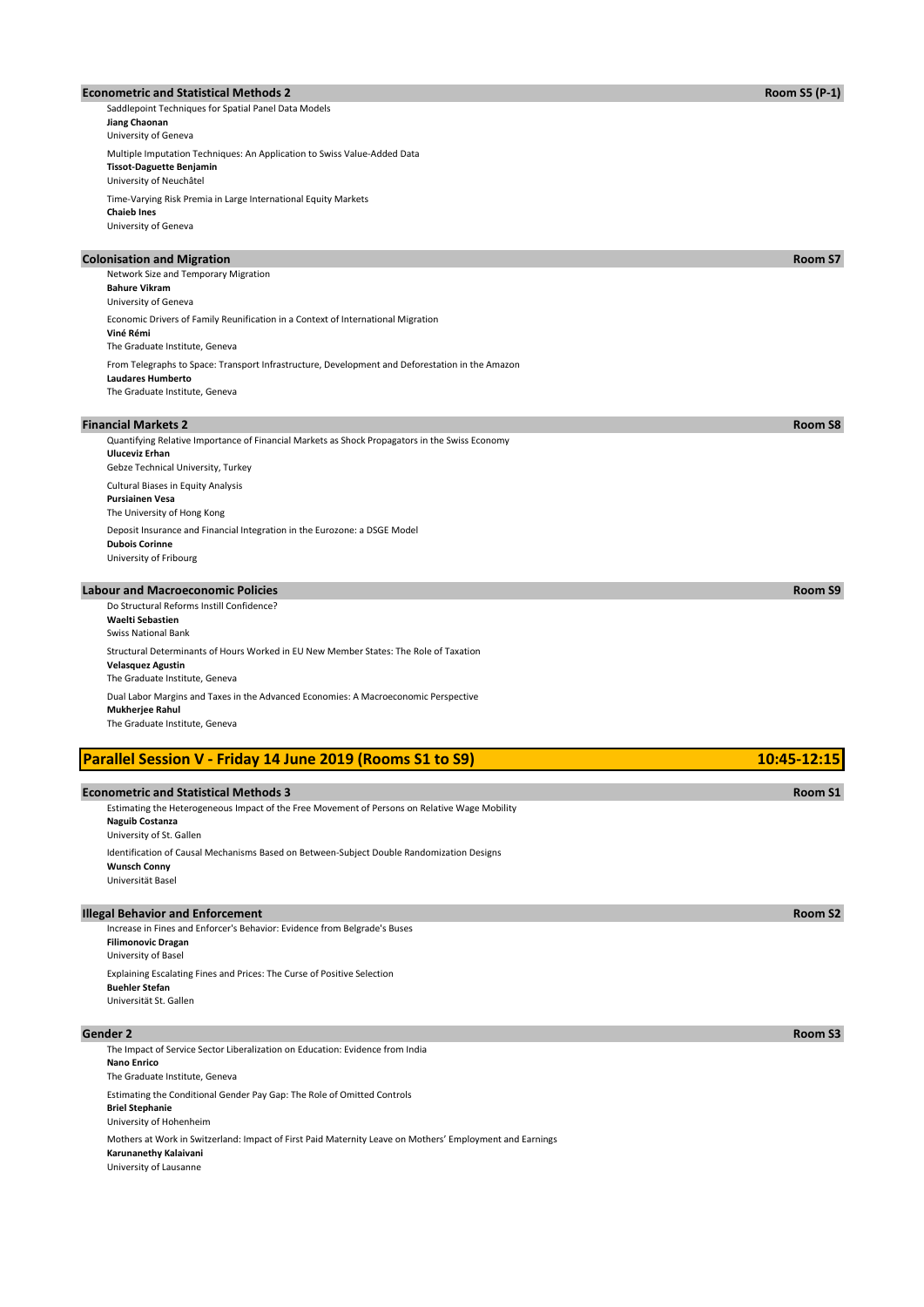### Econometric and Statistical Methods 2 — Room S5 (P-1)

Saddlepoint Techniques for Spatial Panel Data Models
**Jiang Chaonan**
University of Geneva

Multiple Imputation Techniques: An Application to Swiss Value-Added Data
**Tissot-Daguette Benjamin**
University of Neuchâtel

Time-Varying Risk Premia in Large International Equity Markets
**Chaieb Ines**
University of Geneva

### Colonisation and Migration — Room S7

Network Size and Temporary Migration
**Bahure Vikram**
University of Geneva

Economic Drivers of Family Reunification in a Context of International Migration
**Viné Rémi**
The Graduate Institute, Geneva

From Telegraphs to Space: Transport Infrastructure, Development and Deforestation in the Amazon
**Laudares Humberto**
The Graduate Institute, Geneva

### Financial Markets 2 — Room S8

Quantifying Relative Importance of Financial Markets as Shock Propagators in the Swiss Economy
**Uluceviz Erhan**
Gebze Technical University, Turkey

Cultural Biases in Equity Analysis
**Pursiainen Vesa**
The University of Hong Kong

Deposit Insurance and Financial Integration in the Eurozone: a DSGE Model
**Dubois Corinne**
University of Fribourg

### Labour and Macroeconomic Policies — Room S9

Do Structural Reforms Instill Confidence?
**Waelti Sebastien**
Swiss National Bank

Structural Determinants of Hours Worked in EU New Member States: The Role of Taxation
**Velasquez Agustin**
The Graduate Institute, Geneva

Dual Labor Margins and Taxes in the Advanced Economies: A Macroeconomic Perspective
**Mukherjee Rahul**
The Graduate Institute, Geneva

## Parallel Session V - Friday 14 June 2019 (Rooms S1 to S9) — 10:45-12:15

### Econometric and Statistical Methods 3 — Room S1

Estimating the Heterogeneous Impact of the Free Movement of Persons on Relative Wage Mobility
**Naguib Costanza**
University of St. Gallen

Identification of Causal Mechanisms Based on Between-Subject Double Randomization Designs
**Wunsch Conny**
Universität Basel

### Illegal Behavior and Enforcement — Room S2

Increase in Fines and Enforcer's Behavior: Evidence from Belgrade's Buses
**Filimonovic Dragan**
University of Basel

Explaining Escalating Fines and Prices: The Curse of Positive Selection
**Buehler Stefan**
Universität St. Gallen

### Gender 2 — Room S3

The Impact of Service Sector Liberalization on Education: Evidence from India
**Nano Enrico**
The Graduate Institute, Geneva

Estimating the Conditional Gender Pay Gap: The Role of Omitted Controls
**Briel Stephanie**
University of Hohenheim

Mothers at Work in Switzerland: Impact of First Paid Maternity Leave on Mothers' Employment and Earnings
**Karunanethy Kalaivani**
University of Lausanne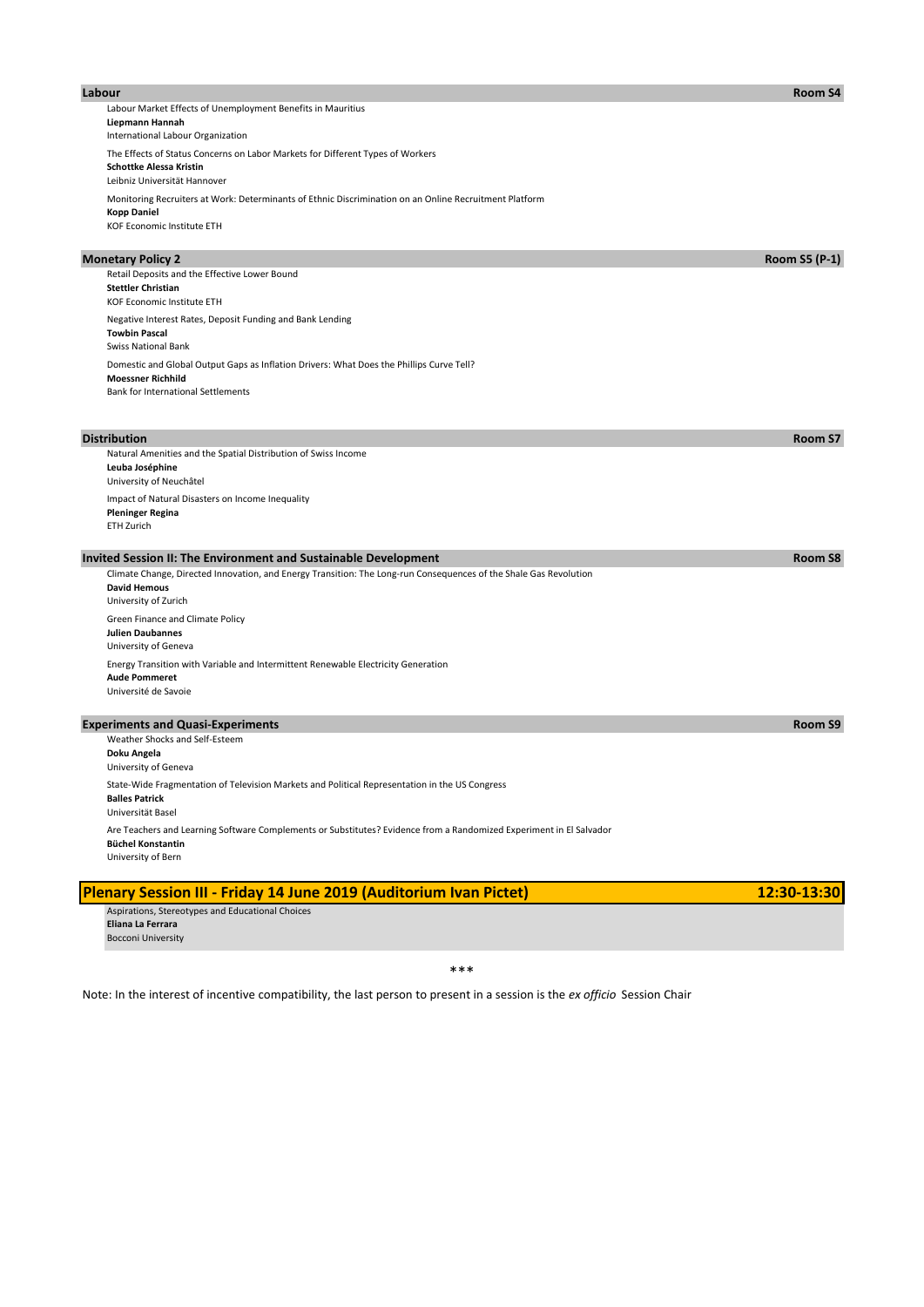## Labour — Room S4

Labour Market Effects of Unemployment Benefits in Mauritius
**Liepmann Hannah**
International Labour Organization

The Effects of Status Concerns on Labor Markets for Different Types of Workers
**Schottke Alessa Kristin**
Leibniz Universität Hannover

Monitoring Recruiters at Work: Determinants of Ethnic Discrimination on an Online Recruitment Platform
**Kopp Daniel**
KOF Economic Institute ETH

## Monetary Policy 2 — Room S5 (P-1)

Retail Deposits and the Effective Lower Bound
**Stettler Christian**
KOF Economic Institute ETH

Negative Interest Rates, Deposit Funding and Bank Lending
**Towbin Pascal**
Swiss National Bank

Domestic and Global Output Gaps as Inflation Drivers: What Does the Phillips Curve Tell?
**Moessner Richhild**
Bank for International Settlements

## Distribution — Room S7

Natural Amenities and the Spatial Distribution of Swiss Income
**Leuba Joséphine**
University of Neuchâtel

Impact of Natural Disasters on Income Inequality
**Pleninger Regina**
ETH Zurich

## Invited Session II: The Environment and Sustainable Development — Room S8

Climate Change, Directed Innovation, and Energy Transition: The Long-run Consequences of the Shale Gas Revolution
**David Hemous**
University of Zurich

Green Finance and Climate Policy
**Julien Daubannes**
University of Geneva

Energy Transition with Variable and Intermittent Renewable Electricity Generation
**Aude Pommeret**
Université de Savoie

## Experiments and Quasi-Experiments — Room S9

Weather Shocks and Self-Esteem
**Doku Angela**
University of Geneva

State-Wide Fragmentation of Television Markets and Political Representation in the US Congress
**Balles Patrick**
Universität Basel

Are Teachers and Learning Software Complements or Substitutes? Evidence from a Randomized Experiment in El Salvador
**Büchel Konstantin**
University of Bern

## Plenary Session III - Friday 14 June 2019 (Auditorium Ivan Pictet) — 12:30-13:30

Aspirations, Stereotypes and Educational Choices
**Eliana La Ferrara**
Bocconi University

\*\*\*

Note: In the interest of incentive compatibility, the last person to present in a session is the *ex officio* Session Chair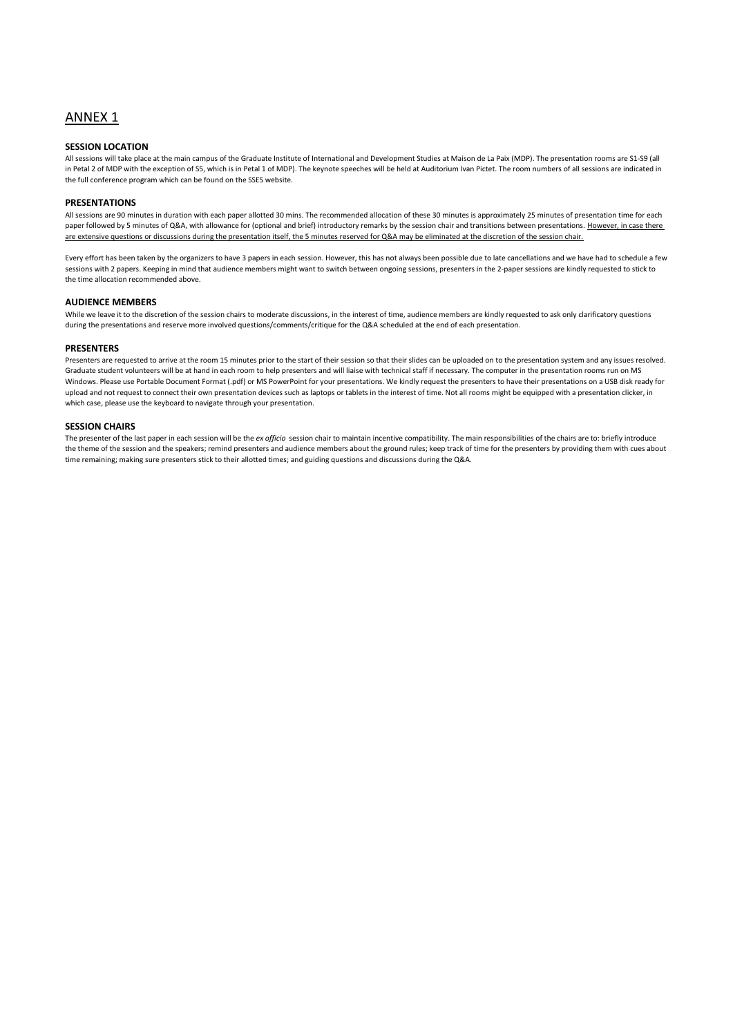# ANNEX 1

### SESSION LOCATION

All sessions will take place at the main campus of the Graduate Institute of International and Development Studies at Maison de La Paix (MDP). The presentation rooms are S1-S9 (all in Petal 2 of MDP with the exception of S5, which is in Petal 1 of MDP). The keynote speeches will be held at Auditorium Ivan Pictet. The room numbers of all sessions are indicated in the full conference program which can be found on the SSES website.

### PRESENTATIONS

All sessions are 90 minutes in duration with each paper allotted 30 mins. The recommended allocation of these 30 minutes is approximately 25 minutes of presentation time for each paper followed by 5 minutes of Q&A, with allowance for (optional and brief) introductory remarks by the session chair and transitions between presentations. <u>However, in case there are extensive questions or discussions during the presentation itself, the 5 minutes reserved for Q&A may be eliminated at the discretion of the session chair.</u>

Every effort has been taken by the organizers to have 3 papers in each session. However, this has not always been possible due to late cancellations and we have had to schedule a few sessions with 2 papers. Keeping in mind that audience members might want to switch between ongoing sessions, presenters in the 2-paper sessions are kindly requested to stick to the time allocation recommended above.

### AUDIENCE MEMBERS

While we leave it to the discretion of the session chairs to moderate discussions, in the interest of time, audience members are kindly requested to ask only clarificatory questions during the presentations and reserve more involved questions/comments/critique for the Q&A scheduled at the end of each presentation.

### PRESENTERS

Presenters are requested to arrive at the room 15 minutes prior to the start of their session so that their slides can be uploaded on to the presentation system and any issues resolved. Graduate student volunteers will be at hand in each room to help presenters and will liaise with technical staff if necessary. The computer in the presentation rooms run on MS Windows. Please use Portable Document Format (.pdf) or MS PowerPoint for your presentations. We kindly request the presenters to have their presentations on a USB disk ready for upload and not request to connect their own presentation devices such as laptops or tablets in the interest of time. Not all rooms might be equipped with a presentation clicker, in which case, please use the keyboard to navigate through your presentation.

### SESSION CHAIRS

The presenter of the last paper in each session will be the *ex officio* session chair to maintain incentive compatibility. The main responsibilities of the chairs are to: briefly introduce the theme of the session and the speakers; remind presenters and audience members about the ground rules; keep track of time for the presenters by providing them with cues about time remaining; making sure presenters stick to their allotted times; and guiding questions and discussions during the Q&A.